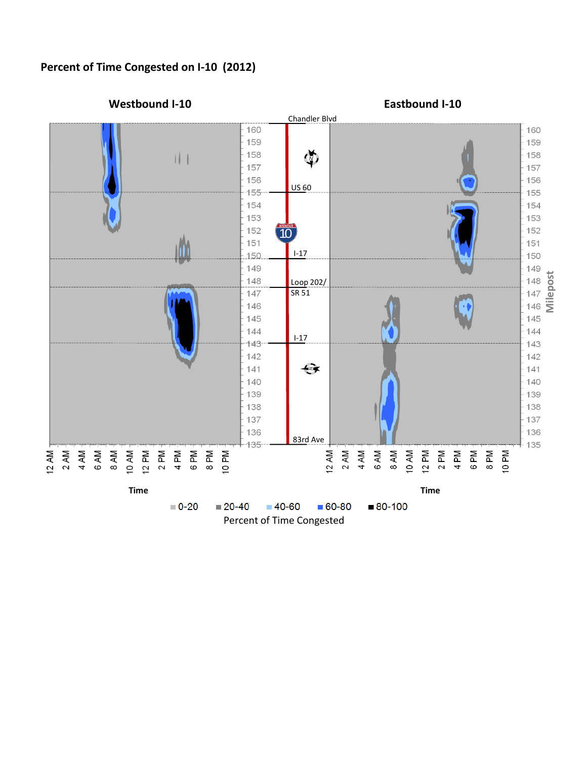**Percent of Time Congested on I-10 (2012)**

Westbound I-10

Eastbound I-10

Chandler Blvd

US 60

I-17

Loop 202/ SR 51

I-17

83rd Ave

Milepost

160, 159, 158, 157, 156, 155, 154, 153, 152, 151, 150, 149, 148, 147, 146, 145, 144, 143, 142, 141, 140, 139, 138, 137, 136, 135

12 AM, 2 AM, 4 AM, 6 AM, 8 AM, 10 AM, 12 PM, 2 PM, 4 PM, 6 PM, 8 PM, 10 PM

Time

0-20 | 20-40 | 40-60 | 60-80 | 80-100

Percent of Time Congested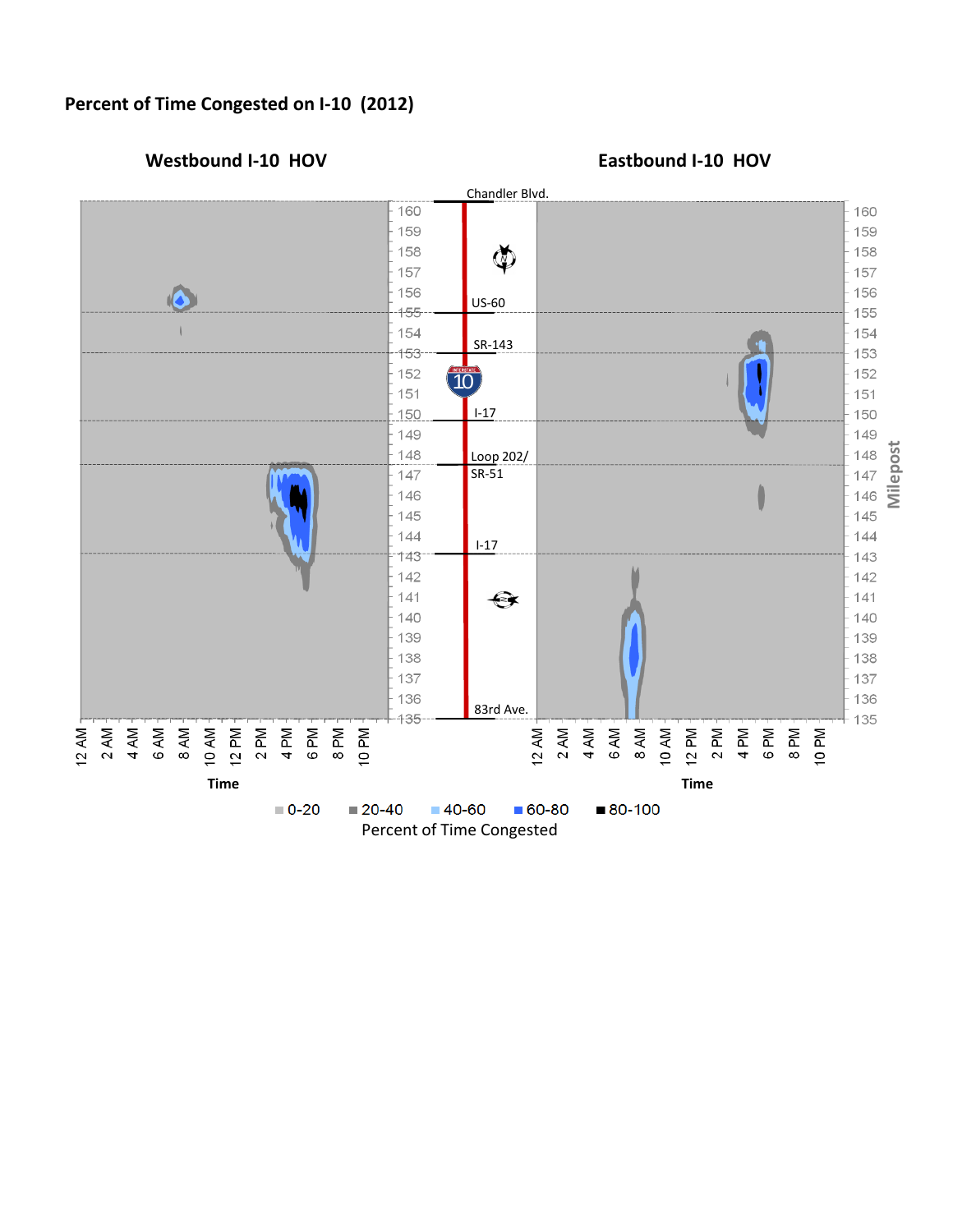## Percent of Time Congested on I-10 (2012)

**Westbound I-10 HOV** | **Eastbound I-10 HOV**

Chandler Blvd.

US-60

SR-143

I-17

Loop 202/ SR-51

I-17

83rd Ave.

Milepost: 160, 159, 158, 157, 156, 155, 154, 153, 152, 151, 150, 149, 148, 147, 146, 145, 144, 143, 142, 141, 140, 139, 138, 137, 136, 135

Time: 12 AM, 2 AM, 4 AM, 6 AM, 8 AM, 10 AM, 12 PM, 2 PM, 4 PM, 6 PM, 8 PM, 10 PM

Percent of Time Congested: 0-20, 20-40, 40-60, 60-80, 80-100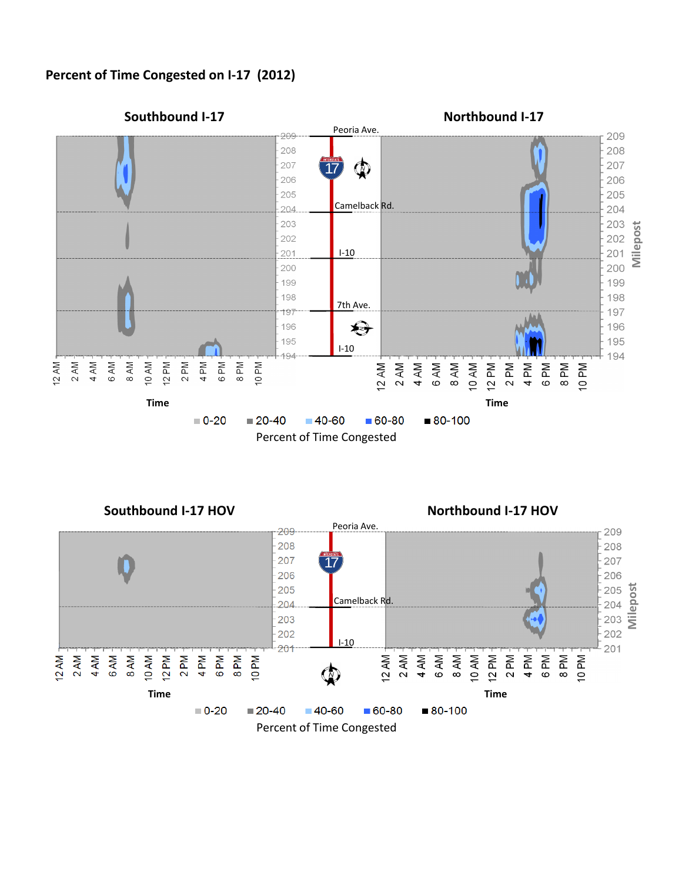# Percent of Time Congested on I-17 (2012)

## Southbound I-17

## Northbound I-17

Peoria Ave.

Camelback Rd.

I-10

7th Ave.

I-10

Milepost: 209, 208, 207, 206, 205, 204, 203, 202, 201, 200, 199, 198, 197, 196, 195, 194

Time: 12 AM, 2 AM, 4 AM, 6 AM, 8 AM, 10 AM, 12 PM, 2 PM, 4 PM, 6 PM, 8 PM, 10 PM

Percent of Time Congested: 0-20, 20-40, 40-60, 60-80, 80-100

## Southbound I-17 HOV

## Northbound I-17 HOV

Peoria Ave.

Camelback Rd.

I-10

Milepost: 209, 208, 207, 206, 205, 204, 203, 202, 201

Time: 12 AM, 2 AM, 4 AM, 6 AM, 8 AM, 10 AM, 12 PM, 2 PM, 4 PM, 6 PM, 8 PM, 10 PM

Percent of Time Congested: 0-20, 20-40, 40-60, 60-80, 80-100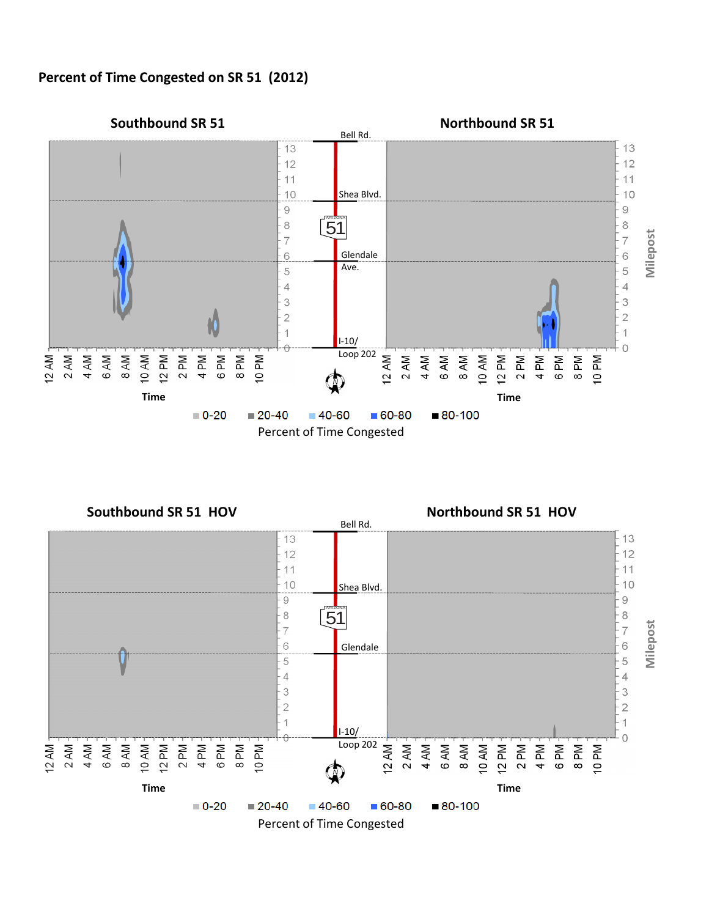**Percent of Time Congested on SR 51 (2012)**

**Southbound SR 51**

**Northbound SR 51**

Bell Rd.

Shea Blvd.

51

Glendale Ave.

I-10/ Loop 202

13 12 11 10 9 8 7 6 5 4 3 2 1 0

Milepost

12 AM 2 AM 4 AM 6 AM 8 AM 10 AM 12 PM 2 PM 4 PM 6 PM 8 PM 10 PM

Time

0-20 20-40 40-60 60-80 80-100

Percent of Time Congested

**Southbound SR 51 HOV**

**Northbound SR 51 HOV**

Bell Rd.

Shea Blvd.

51

Glendale

I-10/ Loop 202

13 12 11 10 9 8 7 6 5 4 3 2 1 0

Milepost

12 AM 2 AM 4 AM 6 AM 8 AM 10 AM 12 PM 2 PM 4 PM 6 PM 8 PM 10 PM

Time

0-20 20-40 40-60 60-80 80-100

Percent of Time Congested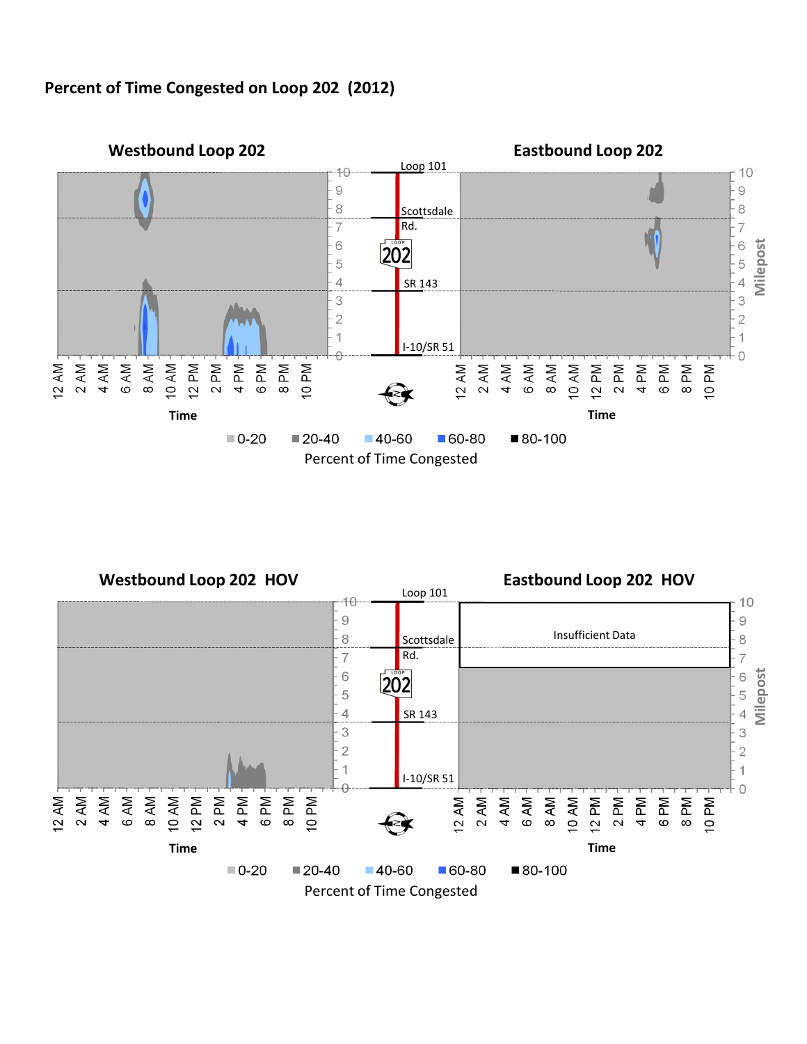## Percent of Time Congested on Loop 202 (2012)

### Westbound Loop 202

### Eastbound Loop 202

Loop 101

Scottsdale Rd.

SR 143

I-10/SR 51

Milepost: 0, 1, 2, 3, 4, 5, 6, 7, 8, 9, 10

Time: 12 AM, 2 AM, 4 AM, 6 AM, 8 AM, 10 AM, 12 PM, 2 PM, 4 PM, 6 PM, 8 PM, 10 PM

0-20 | 20-40 | 40-60 | 60-80 | 80-100

Percent of Time Congested

### Westbound Loop 202 HOV

### Eastbound Loop 202 HOV

Insufficient Data

Loop 101

Scottsdale Rd.

SR 143

I-10/SR 51

Milepost: 0, 1, 2, 3, 4, 5, 6, 7, 8, 9, 10

Time: 12 AM, 2 AM, 4 AM, 6 AM, 8 AM, 10 AM, 12 PM, 2 PM, 4 PM, 6 PM, 8 PM, 10 PM

0-20 | 20-40 | 40-60 | 60-80 | 80-100

Percent of Time Congested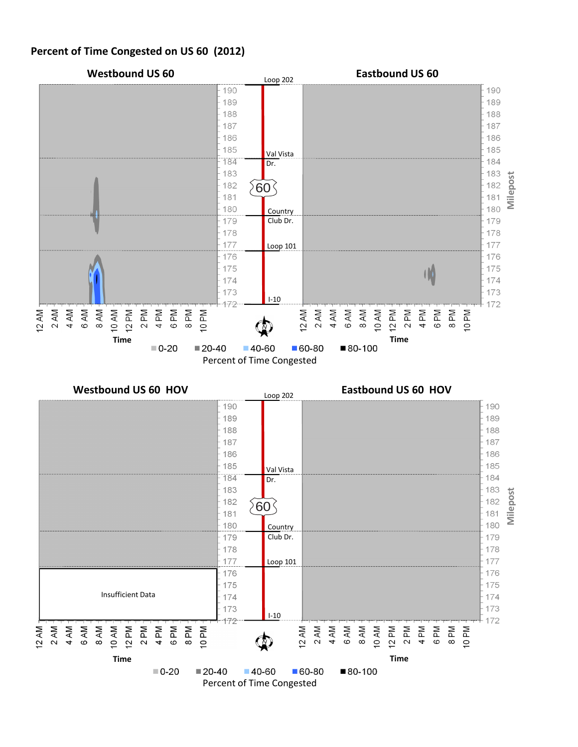## Percent of Time Congested on US 60 (2012)

### Westbound US 60

### Eastbound US 60

Loop 202

Val Vista Dr.

Country Club Dr.

Loop 101

I-10

Milepost: 172, 173, 174, 175, 176, 177, 178, 179, 180, 181, 182, 183, 184, 185, 186, 187, 188, 189, 190

Time: 12 AM, 2 AM, 4 AM, 6 AM, 8 AM, 10 AM, 12 PM, 2 PM, 4 PM, 6 PM, 8 PM, 10 PM

Percent of Time Congested: 0-20, 20-40, 40-60, 60-80, 80-100

### Westbound US 60 HOV

### Eastbound US 60 HOV

Loop 202

Val Vista Dr.

Country Club Dr.

Loop 101

I-10

Insufficient Data

Milepost: 172, 173, 174, 175, 176, 177, 178, 179, 180, 181, 182, 183, 184, 185, 186, 187, 188, 189, 190

Time: 12 AM, 2 AM, 4 AM, 6 AM, 8 AM, 10 AM, 12 PM, 2 PM, 4 PM, 6 PM, 8 PM, 10 PM

Percent of Time Congested: 0-20, 20-40, 40-60, 60-80, 80-100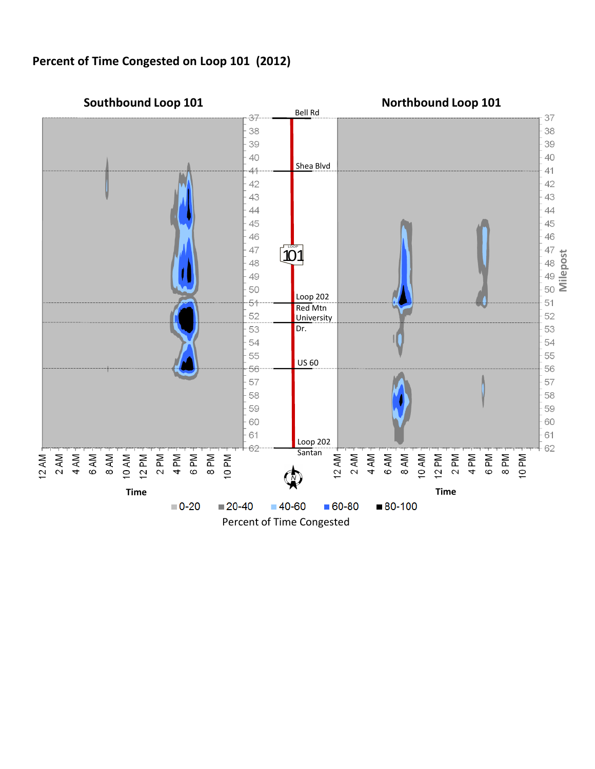# Percent of Time Congested on Loop 101 (2012)

Southbound Loop 101

Northbound Loop 101

Bell Rd

Shea Blvd

Loop 202 Red Mtn

University Dr.

US 60

Loop 202 Santan

Milepost: 37, 38, 39, 40, 41, 42, 43, 44, 45, 46, 47, 48, 49, 50, 51, 52, 53, 54, 55, 56, 57, 58, 59, 60, 61, 62

Time: 12 AM, 2 AM, 4 AM, 6 AM, 8 AM, 10 AM, 12 PM, 2 PM, 4 PM, 6 PM, 8 PM, 10 PM

Percent of Time Congested: 0-20, 20-40, 40-60, 60-80, 80-100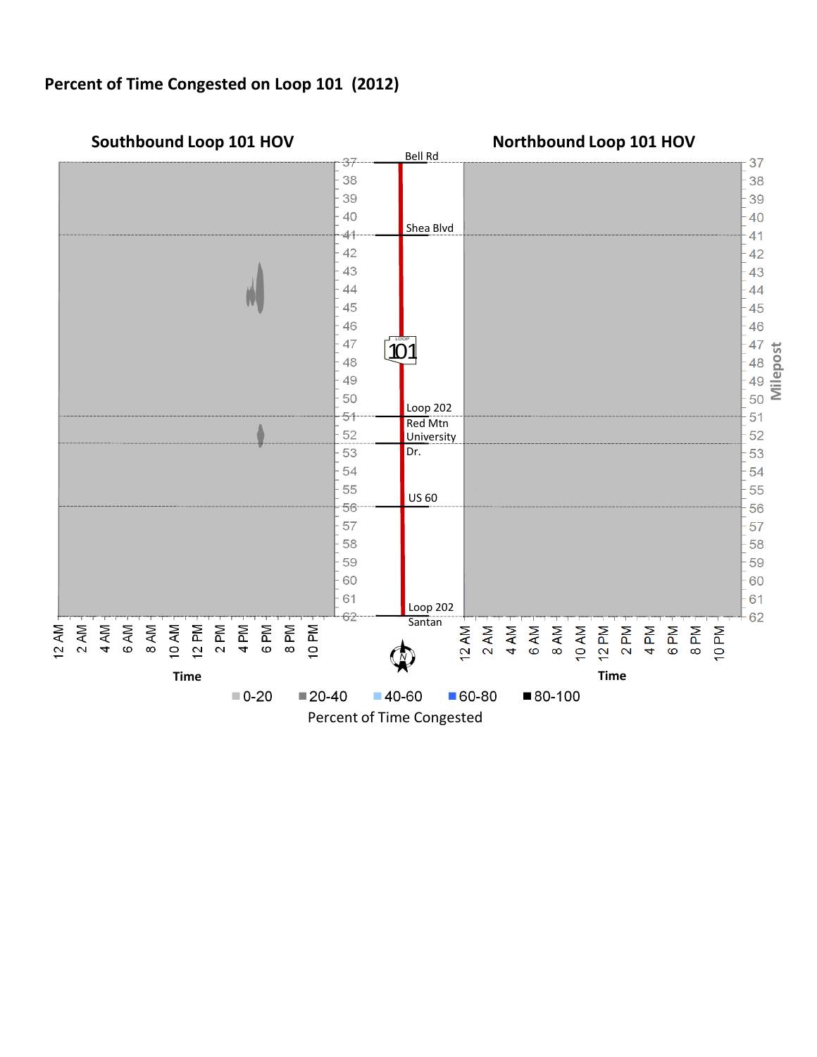**Percent of Time Congested on Loop 101 (2012)**

**Southbound Loop 101 HOV**

**Northbound Loop 101 HOV**

Bell Rd

Shea Blvd

Loop 202 Red Mtn

University Dr.

US 60

Loop 202 Santan

Milepost: 37 38 39 40 41 42 43 44 45 46 47 48 49 50 51 52 53 54 55 56 57 58 59 60 61 62

Time: 12 AM 2 AM 4 AM 6 AM 8 AM 10 AM 12 PM 2 PM 4 PM 6 PM 8 PM 10 PM

0-20 | 20-40 | 40-60 | 60-80 | 80-100

Percent of Time Congested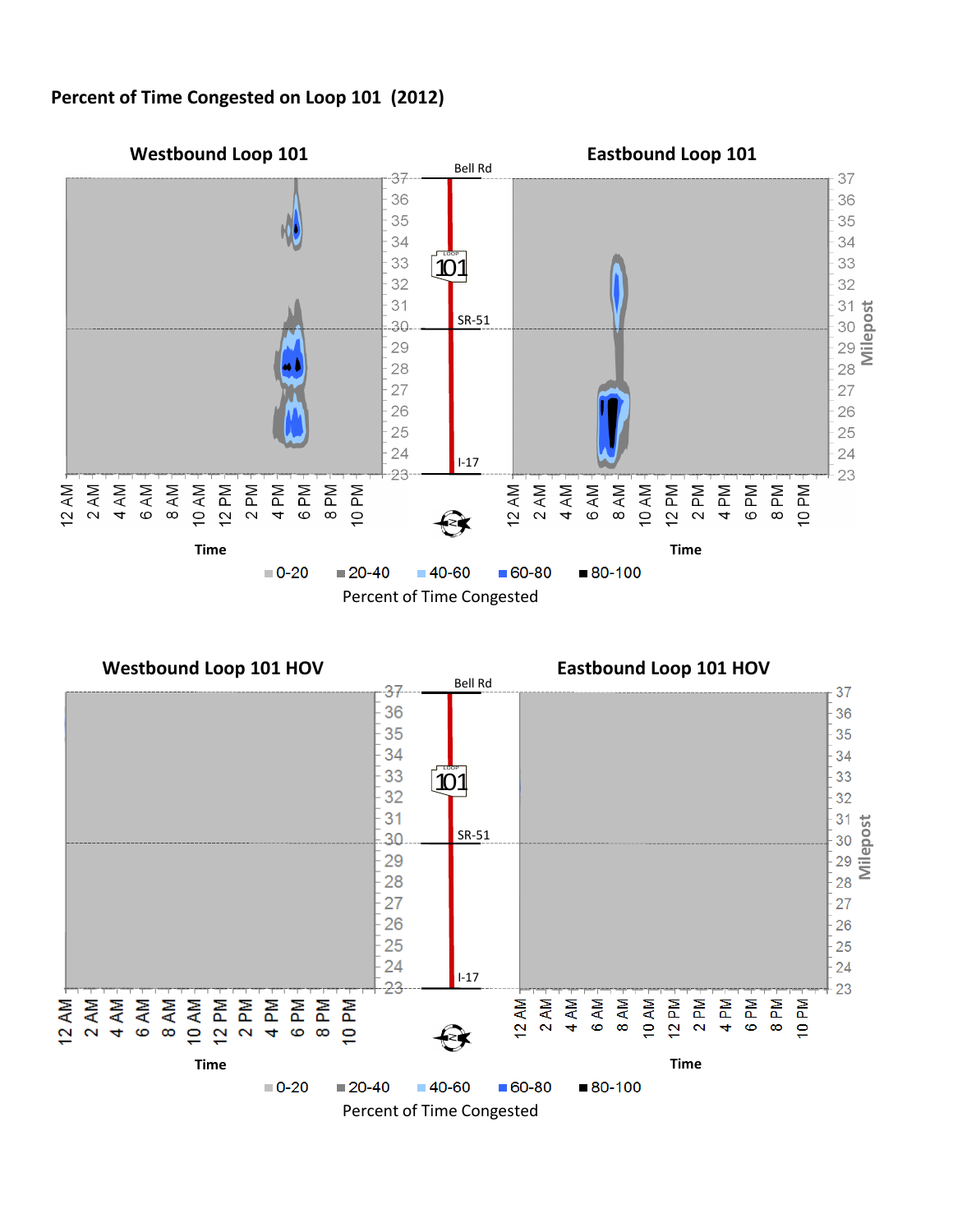**Percent of Time Congested on Loop 101 (2012)**

Westbound Loop 101

Eastbound Loop 101

Bell Rd

101

SR-51

I-17

37
36
35
34
33
32
31
30
29
28
27
26
25
24
23

Milepost

12 AM
2 AM
4 AM
6 AM
8 AM
10 AM
12 PM
2 PM
4 PM
6 PM
8 PM
10 PM

Time

0-20 | 20-40 | 40-60 | 60-80 | 80-100

Percent of Time Congested

Westbound Loop 101 HOV

Eastbound Loop 101 HOV

Bell Rd

101

SR-51

I-17

37
36
35
34
33
32
31
30
29
28
27
26
25
24
23

Milepost

12 AM
2 AM
4 AM
6 AM
8 AM
10 AM
12 PM
2 PM
4 PM
6 PM
8 PM
10 PM

Time

0-20 | 20-40 | 40-60 | 60-80 | 80-100

Percent of Time Congested